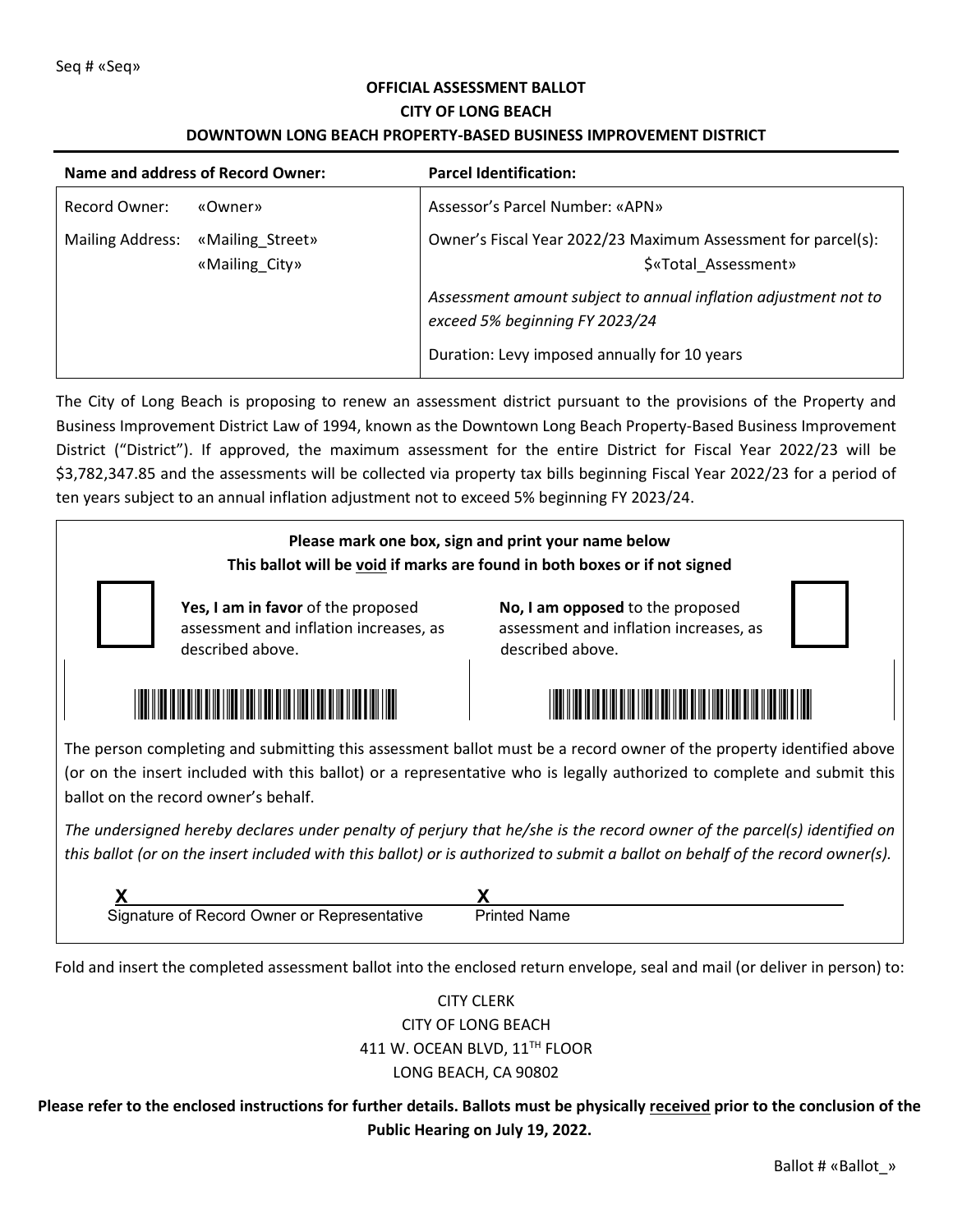Seq # «Seq»

**OFFICIAL ASSESSMENT BALLOT**
**CITY OF LONG BEACH**
**DOWNTOWN LONG BEACH PROPERTY-BASED BUSINESS IMPROVEMENT DISTRICT**

| **Name and address of Record Owner:** | | **Parcel Identification:** |
| --- | --- | --- |
| Record Owner: | «Owner» | Assessor's Parcel Number: «APN» |
| Mailing Address: | «Mailing_Street» «Mailing_City» | Owner's Fiscal Year 2022/23 Maximum Assessment for parcel(s): $«Total_Assessment» |
| | | *Assessment amount subject to annual inflation adjustment not to exceed 5% beginning FY 2023/24* |
| | | Duration: Levy imposed annually for 10 years |

The City of Long Beach is proposing to renew an assessment district pursuant to the provisions of the Property and Business Improvement District Law of 1994, known as the Downtown Long Beach Property-Based Business Improvement District ("District"). If approved, the maximum assessment for the entire District for Fiscal Year 2022/23 will be $3,782,347.85 and the assessments will be collected via property tax bills beginning Fiscal Year 2022/23 for a period of ten years subject to an annual inflation adjustment not to exceed 5% beginning FY 2023/24.

**Please mark one box, sign and print your name below**
**This ballot will be void if marks are found in both boxes or if not signed**

☐ **Yes, I am in favor** of the proposed assessment and inflation increases, as described above.

☐ **No, I am opposed** to the proposed assessment and inflation increases, as described above.

The person completing and submitting this assessment ballot must be a record owner of the property identified above (or on the insert included with this ballot) or a representative who is legally authorized to complete and submit this ballot on the record owner's behalf.

*The undersigned hereby declares under penalty of perjury that he/she is the record owner of the parcel(s) identified on this ballot (or on the insert included with this ballot) or is authorized to submit a ballot on behalf of the record owner(s).*

**X** ________________________________________
Signature of Record Owner or Representative

**X** ________________________________________
Printed Name

Fold and insert the completed assessment ballot into the enclosed return envelope, seal and mail (or deliver in person) to:

CITY CLERK
CITY OF LONG BEACH
411 W. OCEAN BLVD, 11TH FLOOR
LONG BEACH, CA 90802

**Please refer to the enclosed instructions for further details. Ballots must be physically received prior to the conclusion of the Public Hearing on July 19, 2022.**

Ballot # «Ballot_»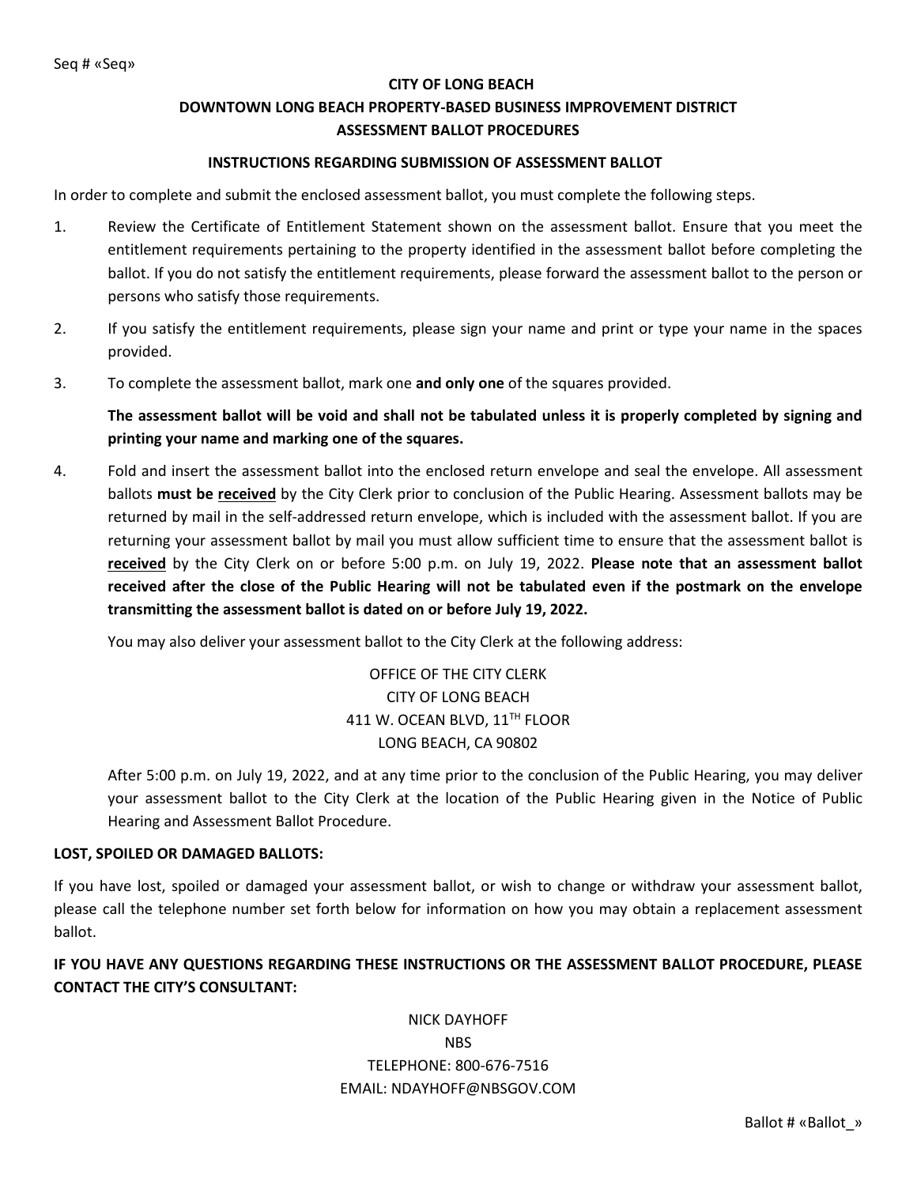Seq # «Seq»

**CITY OF LONG BEACH**
**DOWNTOWN LONG BEACH PROPERTY-BASED BUSINESS IMPROVEMENT DISTRICT**
**ASSESSMENT BALLOT PROCEDURES**

**INSTRUCTIONS REGARDING SUBMISSION OF ASSESSMENT BALLOT**

In order to complete and submit the enclosed assessment ballot, you must complete the following steps.

1. Review the Certificate of Entitlement Statement shown on the assessment ballot. Ensure that you meet the entitlement requirements pertaining to the property identified in the assessment ballot before completing the ballot. If you do not satisfy the entitlement requirements, please forward the assessment ballot to the person or persons who satisfy those requirements.

2. If you satisfy the entitlement requirements, please sign your name and print or type your name in the spaces provided.

3. To complete the assessment ballot, mark one **and only one** of the squares provided.

   **The assessment ballot will be void and shall not be tabulated unless it is properly completed by signing and printing your name and marking one of the squares.**

4. Fold and insert the assessment ballot into the enclosed return envelope and seal the envelope. All assessment ballots **must be <u>received</u>** by the City Clerk prior to conclusion of the Public Hearing. Assessment ballots may be returned by mail in the self-addressed return envelope, which is included with the assessment ballot. If you are returning your assessment ballot by mail you must allow sufficient time to ensure that the assessment ballot is **<u>received</u>** by the City Clerk on or before 5:00 p.m. on July 19, 2022. **Please note that an assessment ballot received after the close of the Public Hearing will not be tabulated even if the postmark on the envelope transmitting the assessment ballot is dated on or before July 19, 2022.**

   You may also deliver your assessment ballot to the City Clerk at the following address:

   OFFICE OF THE CITY CLERK
   CITY OF LONG BEACH
   411 W. OCEAN BLVD, 11TH FLOOR
   LONG BEACH, CA 90802

   After 5:00 p.m. on July 19, 2022, and at any time prior to the conclusion of the Public Hearing, you may deliver your assessment ballot to the City Clerk at the location of the Public Hearing given in the Notice of Public Hearing and Assessment Ballot Procedure.

**LOST, SPOILED OR DAMAGED BALLOTS:**

If you have lost, spoiled or damaged your assessment ballot, or wish to change or withdraw your assessment ballot, please call the telephone number set forth below for information on how you may obtain a replacement assessment ballot.

**IF YOU HAVE ANY QUESTIONS REGARDING THESE INSTRUCTIONS OR THE ASSESSMENT BALLOT PROCEDURE, PLEASE CONTACT THE CITY'S CONSULTANT:**

NICK DAYHOFF
NBS
TELEPHONE: 800-676-7516
EMAIL: NDAYHOFF@NBSGOV.COM

Ballot # «Ballot_»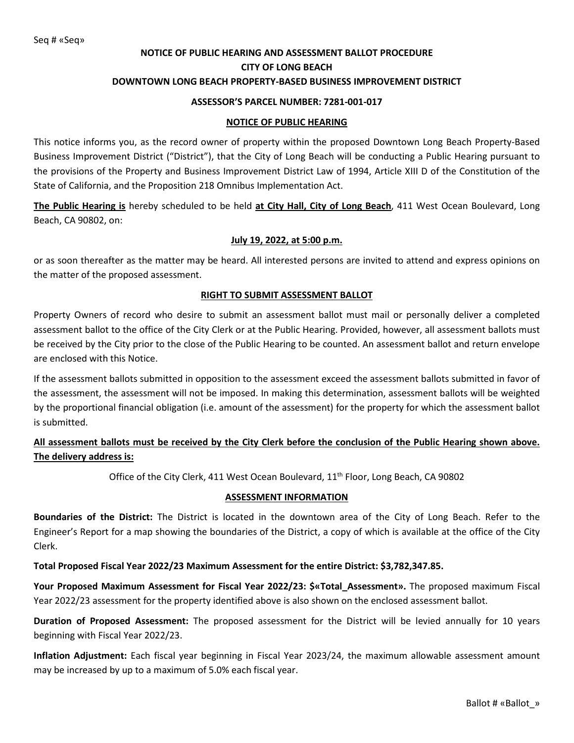Seq # «Seq»

**NOTICE OF PUBLIC HEARING AND ASSESSMENT BALLOT PROCEDURE**
**CITY OF LONG BEACH**
**DOWNTOWN LONG BEACH PROPERTY-BASED BUSINESS IMPROVEMENT DISTRICT**

**ASSESSOR'S PARCEL NUMBER: 7281-001-017**

## NOTICE OF PUBLIC HEARING

This notice informs you, as the record owner of property within the proposed Downtown Long Beach Property-Based Business Improvement District ("District"), that the City of Long Beach will be conducting a Public Hearing pursuant to the provisions of the Property and Business Improvement District Law of 1994, Article XIII D of the Constitution of the State of California, and the Proposition 218 Omnibus Implementation Act.

**The Public Hearing is** hereby scheduled to be held **at City Hall, City of Long Beach**, 411 West Ocean Boulevard, Long Beach, CA 90802, on:

**July 19, 2022, at 5:00 p.m.**

or as soon thereafter as the matter may be heard. All interested persons are invited to attend and express opinions on the matter of the proposed assessment.

## RIGHT TO SUBMIT ASSESSMENT BALLOT

Property Owners of record who desire to submit an assessment ballot must mail or personally deliver a completed assessment ballot to the office of the City Clerk or at the Public Hearing. Provided, however, all assessment ballots must be received by the City prior to the close of the Public Hearing to be counted. An assessment ballot and return envelope are enclosed with this Notice.

If the assessment ballots submitted in opposition to the assessment exceed the assessment ballots submitted in favor of the assessment, the assessment will not be imposed. In making this determination, assessment ballots will be weighted by the proportional financial obligation (i.e. amount of the assessment) for the property for which the assessment ballot is submitted.

**All assessment ballots must be received by the City Clerk before the conclusion of the Public Hearing shown above. The delivery address is:**

Office of the City Clerk, 411 West Ocean Boulevard, 11th Floor, Long Beach, CA 90802

## ASSESSMENT INFORMATION

**Boundaries of the District:** The District is located in the downtown area of the City of Long Beach. Refer to the Engineer's Report for a map showing the boundaries of the District, a copy of which is available at the office of the City Clerk.

**Total Proposed Fiscal Year 2022/23 Maximum Assessment for the entire District: $3,782,347.85.**

**Your Proposed Maximum Assessment for Fiscal Year 2022/23: $«Total_Assessment».** The proposed maximum Fiscal Year 2022/23 assessment for the property identified above is also shown on the enclosed assessment ballot.

**Duration of Proposed Assessment:** The proposed assessment for the District will be levied annually for 10 years beginning with Fiscal Year 2022/23.

**Inflation Adjustment:** Each fiscal year beginning in Fiscal Year 2023/24, the maximum allowable assessment amount may be increased by up to a maximum of 5.0% each fiscal year.

Ballot # «Ballot_»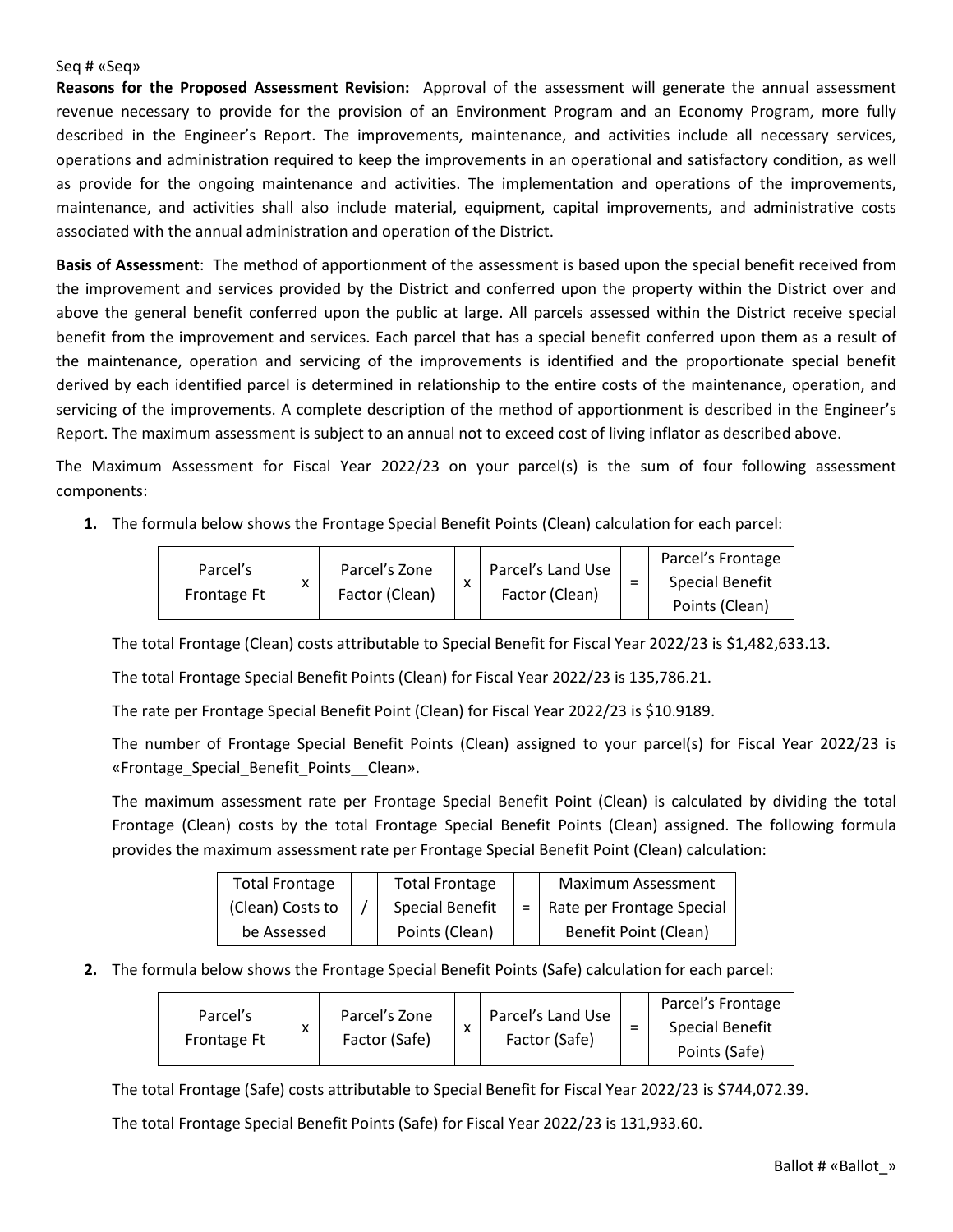Seq # «Seq»

**Reasons for the Proposed Assessment Revision:** Approval of the assessment will generate the annual assessment revenue necessary to provide for the provision of an Environment Program and an Economy Program, more fully described in the Engineer's Report. The improvements, maintenance, and activities include all necessary services, operations and administration required to keep the improvements in an operational and satisfactory condition, as well as provide for the ongoing maintenance and activities. The implementation and operations of the improvements, maintenance, and activities shall also include material, equipment, capital improvements, and administrative costs associated with the annual administration and operation of the District.

**Basis of Assessment**: The method of apportionment of the assessment is based upon the special benefit received from the improvement and services provided by the District and conferred upon the property within the District over and above the general benefit conferred upon the public at large. All parcels assessed within the District receive special benefit from the improvement and services. Each parcel that has a special benefit conferred upon them as a result of the maintenance, operation and servicing of the improvements is identified and the proportionate special benefit derived by each identified parcel is determined in relationship to the entire costs of the maintenance, operation, and servicing of the improvements. A complete description of the method of apportionment is described in the Engineer's Report. The maximum assessment is subject to an annual not to exceed cost of living inflator as described above.

The Maximum Assessment for Fiscal Year 2022/23 on your parcel(s) is the sum of four following assessment components:

1. The formula below shows the Frontage Special Benefit Points (Clean) calculation for each parcel:

| Parcel's Frontage Ft | x | Parcel's Zone Factor (Clean) | x | Parcel's Land Use Factor (Clean) | = | Parcel's Frontage Special Benefit Points (Clean) |
|---|---|---|---|---|---|---|

   The total Frontage (Clean) costs attributable to Special Benefit for Fiscal Year 2022/23 is $1,482,633.13.

   The total Frontage Special Benefit Points (Clean) for Fiscal Year 2022/23 is 135,786.21.

   The rate per Frontage Special Benefit Point (Clean) for Fiscal Year 2022/23 is $10.9189.

   The number of Frontage Special Benefit Points (Clean) assigned to your parcel(s) for Fiscal Year 2022/23 is «Frontage_Special_Benefit_Points__Clean».

   The maximum assessment rate per Frontage Special Benefit Point (Clean) is calculated by dividing the total Frontage (Clean) costs by the total Frontage Special Benefit Points (Clean) assigned. The following formula provides the maximum assessment rate per Frontage Special Benefit Point (Clean) calculation:

| Total Frontage (Clean) Costs to be Assessed | / | Total Frontage Special Benefit Points (Clean) | = | Maximum Assessment Rate per Frontage Special Benefit Point (Clean) |
|---|---|---|---|---|

2. The formula below shows the Frontage Special Benefit Points (Safe) calculation for each parcel:

| Parcel's Frontage Ft | x | Parcel's Zone Factor (Safe) | x | Parcel's Land Use Factor (Safe) | = | Parcel's Frontage Special Benefit Points (Safe) |
|---|---|---|---|---|---|---|

   The total Frontage (Safe) costs attributable to Special Benefit for Fiscal Year 2022/23 is $744,072.39.

   The total Frontage Special Benefit Points (Safe) for Fiscal Year 2022/23 is 131,933.60.

Ballot # «Ballot_»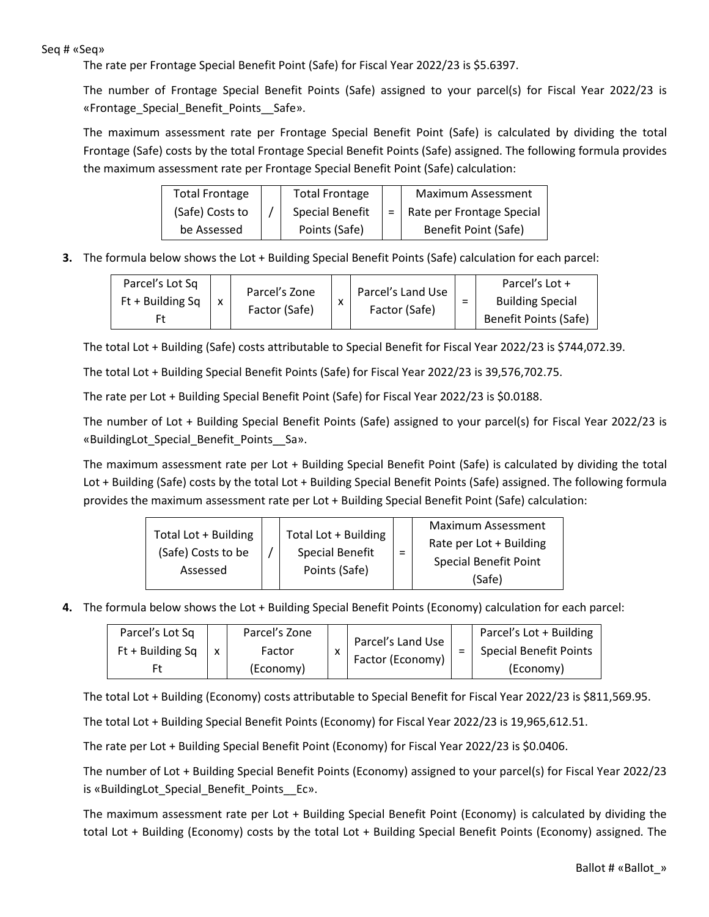Seq # «Seq»

The rate per Frontage Special Benefit Point (Safe) for Fiscal Year 2022/23 is $5.6397.

The number of Frontage Special Benefit Points (Safe) assigned to your parcel(s) for Fiscal Year 2022/23 is «Frontage_Special_Benefit_Points__Safe».

The maximum assessment rate per Frontage Special Benefit Point (Safe) is calculated by dividing the total Frontage (Safe) costs by the total Frontage Special Benefit Points (Safe) assigned. The following formula provides the maximum assessment rate per Frontage Special Benefit Point (Safe) calculation:

| Total Frontage (Safe) Costs to be Assessed | / | Total Frontage Special Benefit Points (Safe) | = | Maximum Assessment Rate per Frontage Special Benefit Point (Safe) |
|---|---|---|---|---|

**3.** The formula below shows the Lot + Building Special Benefit Points (Safe) calculation for each parcel:

| Parcel's Lot Sq Ft + Building Sq Ft | x | Parcel's Zone Factor (Safe) | x | Parcel's Land Use Factor (Safe) | = | Parcel's Lot + Building Special Benefit Points (Safe) |
|---|---|---|---|---|---|---|

The total Lot + Building (Safe) costs attributable to Special Benefit for Fiscal Year 2022/23 is $744,072.39.

The total Lot + Building Special Benefit Points (Safe) for Fiscal Year 2022/23 is 39,576,702.75.

The rate per Lot + Building Special Benefit Point (Safe) for Fiscal Year 2022/23 is $0.0188.

The number of Lot + Building Special Benefit Points (Safe) assigned to your parcel(s) for Fiscal Year 2022/23 is «BuildingLot_Special_Benefit_Points__Sa».

The maximum assessment rate per Lot + Building Special Benefit Point (Safe) is calculated by dividing the total Lot + Building (Safe) costs by the total Lot + Building Special Benefit Points (Safe) assigned. The following formula provides the maximum assessment rate per Lot + Building Special Benefit Point (Safe) calculation:

| Total Lot + Building (Safe) Costs to be Assessed | / | Total Lot + Building Special Benefit Points (Safe) | = | Maximum Assessment Rate per Lot + Building Special Benefit Point (Safe) |
|---|---|---|---|---|

**4.** The formula below shows the Lot + Building Special Benefit Points (Economy) calculation for each parcel:

| Parcel's Lot Sq Ft + Building Sq Ft | x | Parcel's Zone Factor (Economy) | x | Parcel's Land Use Factor (Economy) | = | Parcel's Lot + Building Special Benefit Points (Economy) |
|---|---|---|---|---|---|---|

The total Lot + Building (Economy) costs attributable to Special Benefit for Fiscal Year 2022/23 is $811,569.95.

The total Lot + Building Special Benefit Points (Economy) for Fiscal Year 2022/23 is 19,965,612.51.

The rate per Lot + Building Special Benefit Point (Economy) for Fiscal Year 2022/23 is $0.0406.

The number of Lot + Building Special Benefit Points (Economy) assigned to your parcel(s) for Fiscal Year 2022/23 is «BuildingLot_Special_Benefit_Points__Ec».

The maximum assessment rate per Lot + Building Special Benefit Point (Economy) is calculated by dividing the total Lot + Building (Economy) costs by the total Lot + Building Special Benefit Points (Economy) assigned. The

Ballot # «Ballot_»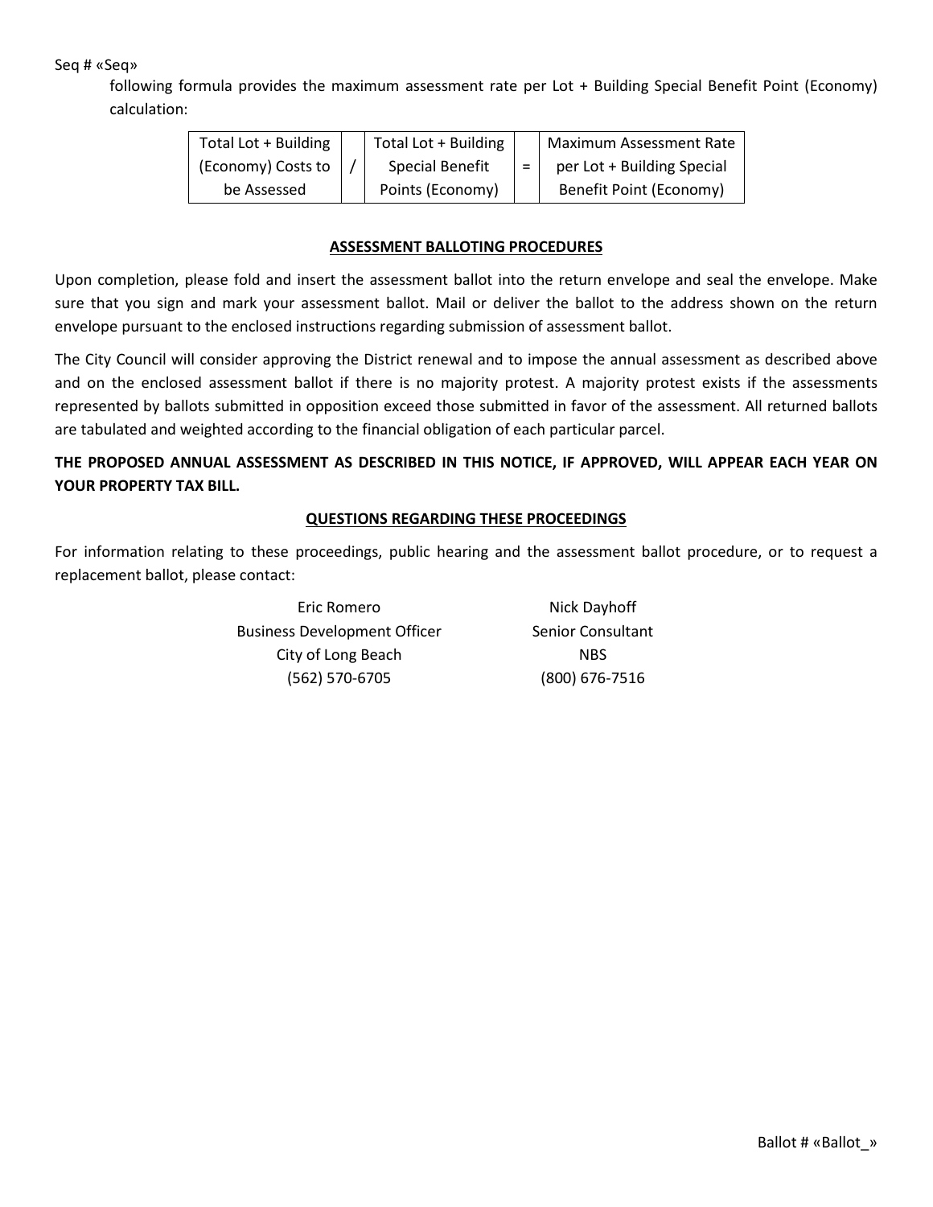Seq # «Seq»

following formula provides the maximum assessment rate per Lot + Building Special Benefit Point (Economy) calculation:

| | | | | |
|---|---|---|---|---|
| Total Lot + Building (Economy) Costs to be Assessed | / | Total Lot + Building Special Benefit Points (Economy) | = | Maximum Assessment Rate per Lot + Building Special Benefit Point (Economy) |

## ASSESSMENT BALLOTING PROCEDURES

Upon completion, please fold and insert the assessment ballot into the return envelope and seal the envelope. Make sure that you sign and mark your assessment ballot. Mail or deliver the ballot to the address shown on the return envelope pursuant to the enclosed instructions regarding submission of assessment ballot.

The City Council will consider approving the District renewal and to impose the annual assessment as described above and on the enclosed assessment ballot if there is no majority protest. A majority protest exists if the assessments represented by ballots submitted in opposition exceed those submitted in favor of the assessment. All returned ballots are tabulated and weighted according to the financial obligation of each particular parcel.

**THE PROPOSED ANNUAL ASSESSMENT AS DESCRIBED IN THIS NOTICE, IF APPROVED, WILL APPEAR EACH YEAR ON YOUR PROPERTY TAX BILL.**

## QUESTIONS REGARDING THESE PROCEEDINGS

For information relating to these proceedings, public hearing and the assessment ballot procedure, or to request a replacement ballot, please contact:

Eric Romero
Business Development Officer
City of Long Beach
(562) 570-6705

Nick Dayhoff
Senior Consultant
NBS
(800) 676-7516

Ballot # «Ballot_»